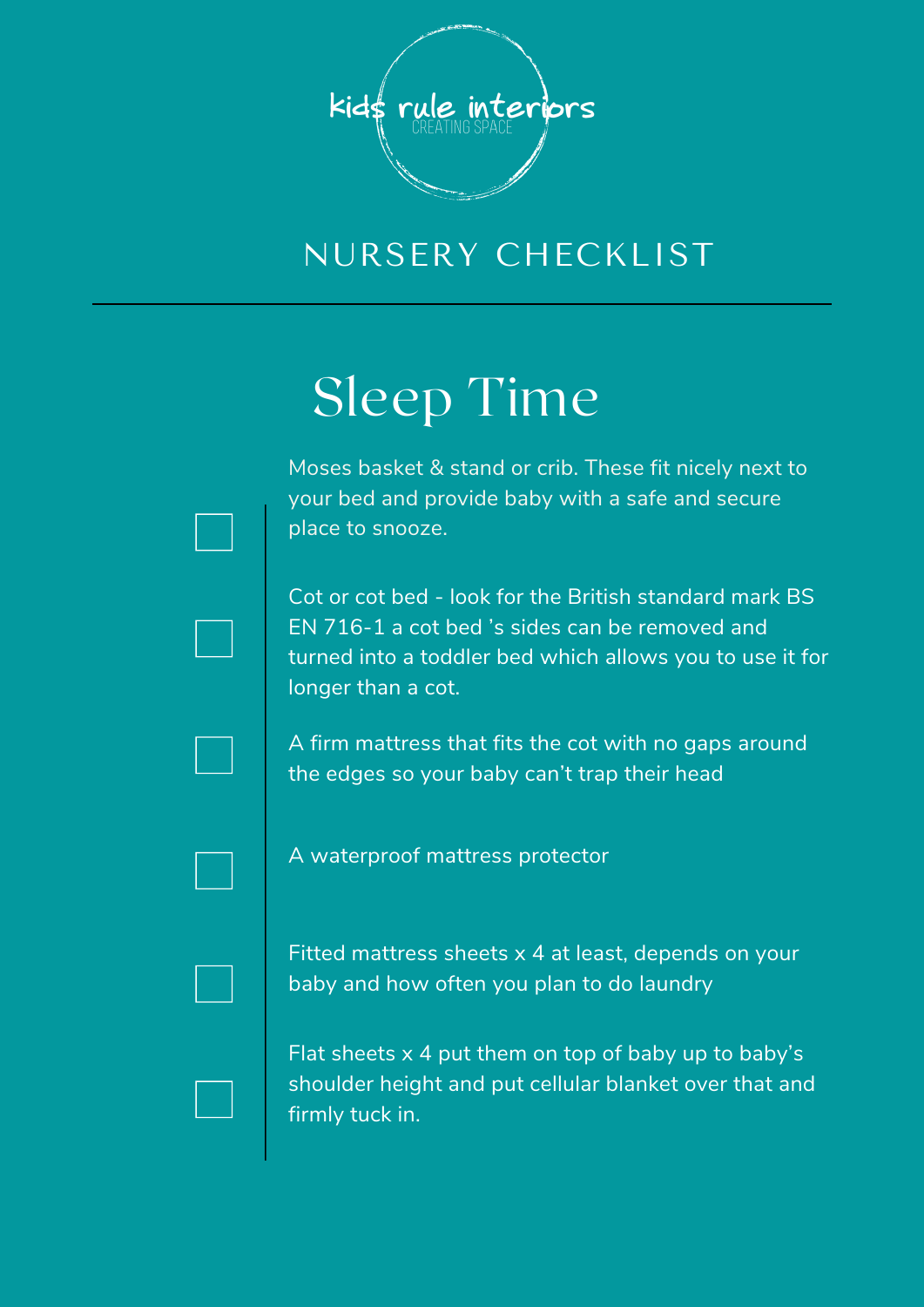kids rule interiors
CREATING SPACE

# NURSERY CHECKLIST

## Sleep Time

- [ ] Moses basket & stand or crib. These fit nicely next to your bed and provide baby with a safe and secure place to snooze.
- [ ] Cot or cot bed - look for the British standard mark BS EN 716-1 a cot bed 's sides can be removed and turned into a toddler bed which allows you to use it for longer than a cot.
- [ ] A firm mattress that fits the cot with no gaps around the edges so your baby can't trap their head
- [ ] A waterproof mattress protector
- [ ] Fitted mattress sheets x 4 at least, depends on your baby and how often you plan to do laundry
- [ ] Flat sheets x 4 put them on top of baby up to baby's shoulder height and put cellular blanket over that and firmly tuck in.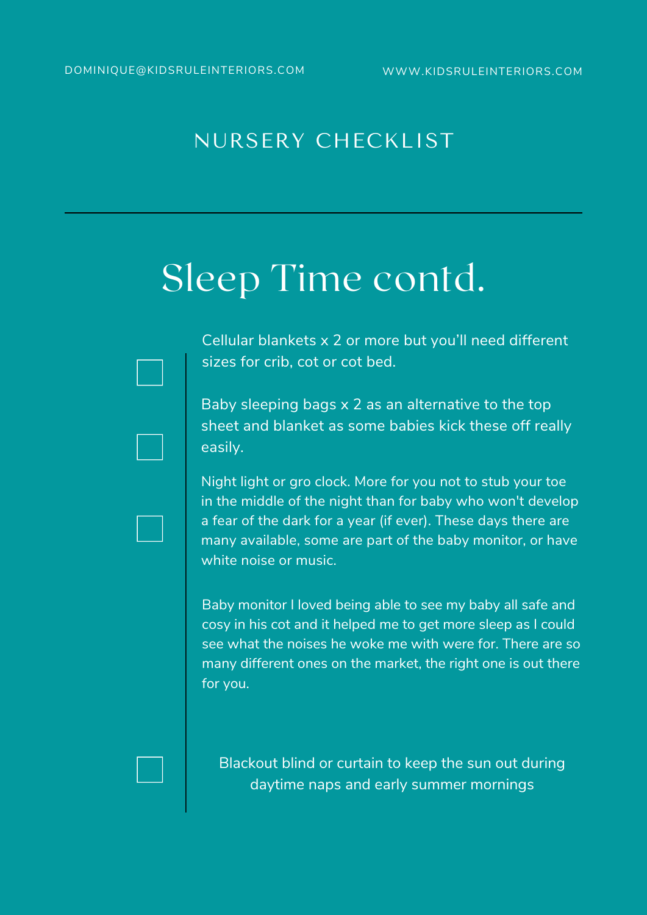DOMINIQUE@KIDSRULEINTERIORS.COM

WWW.KIDSRULEINTERIORS.COM

## NURSERY CHECKLIST

# Sleep Time contd.

- [ ] Cellular blankets x 2 or more but you'll need different sizes for crib, cot or cot bed.
- [ ] Baby sleeping bags x 2 as an alternative to the top sheet and blanket as some babies kick these off really easily.
- [ ] Night light or gro clock. More for you not to stub your toe in the middle of the night than for baby who won't develop a fear of the dark for a year (if ever). These days there are many available, some are part of the baby monitor, or have white noise or music.

Baby monitor I loved being able to see my baby all safe and cosy in his cot and it helped me to get more sleep as I could see what the noises he woke me with were for. There are so many different ones on the market, the right one is out there for you.

- [ ] Blackout blind or curtain to keep the sun out during daytime naps and early summer mornings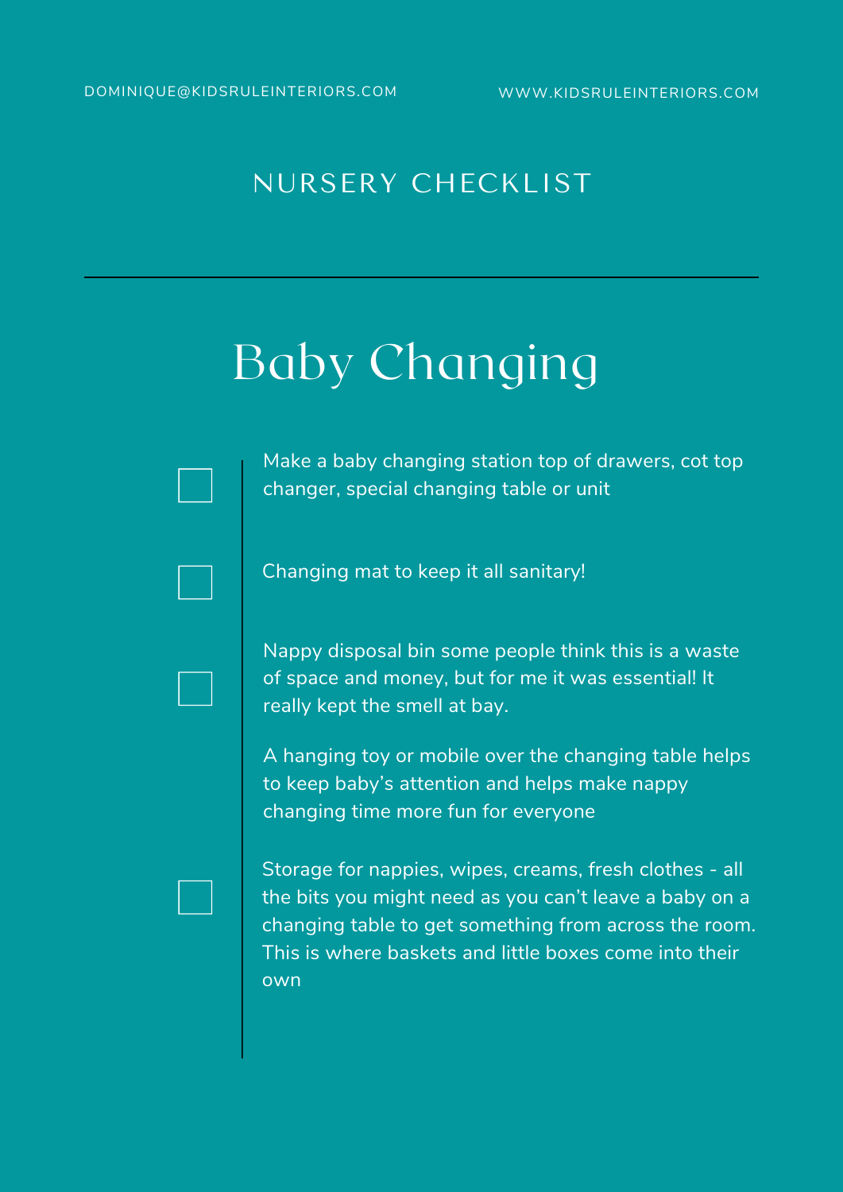DOMINIQUE@KIDSRULEINTERIORS.COM WWW.KIDSRULEINTERIORS.COM

NURSERY CHECKLIST

# Baby Changing

- [ ] Make a baby changing station top of drawers, cot top changer, special changing table or unit
- [ ] Changing mat to keep it all sanitary!
- [ ] Nappy disposal bin some people think this is a waste of space and money, but for me it was essential! It really kept the smell at bay.

  A hanging toy or mobile over the changing table helps to keep baby's attention and helps make nappy changing time more fun for everyone
- [ ] Storage for nappies, wipes, creams, fresh clothes - all the bits you might need as you can't leave a baby on a changing table to get something from across the room. This is where baskets and little boxes come into their own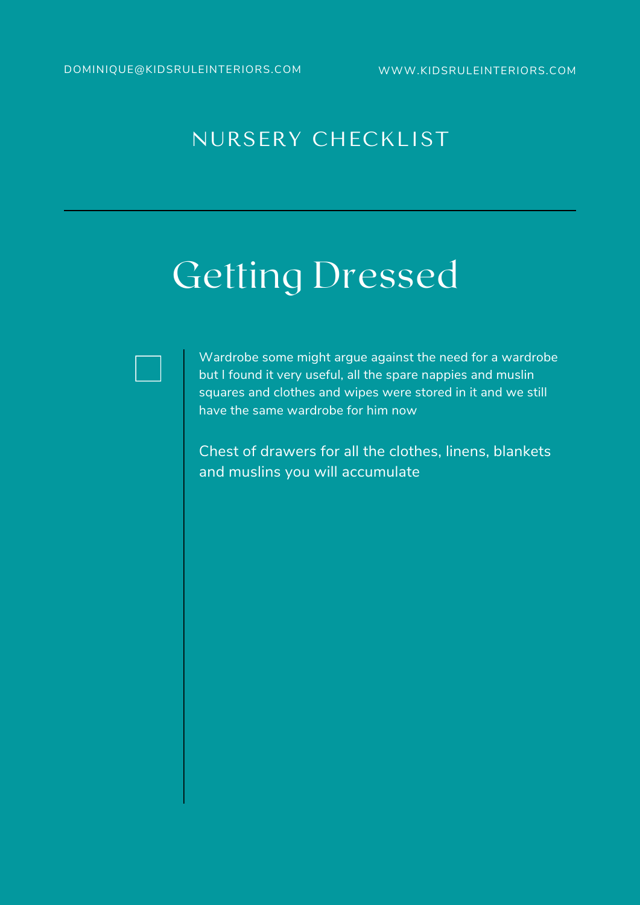DOMINIQUE@KIDSRULEINTERIORS.COM WWW.KIDSRULEINTERIORS.COM

NURSERY CHECKLIST

# Getting Dressed

- [ ] Wardrobe some might argue against the need for a wardrobe but I found it very useful, all the spare nappies and muslin squares and clothes and wipes were stored in it and we still have the same wardrobe for him now

Chest of drawers for all the clothes, linens, blankets and muslins you will accumulate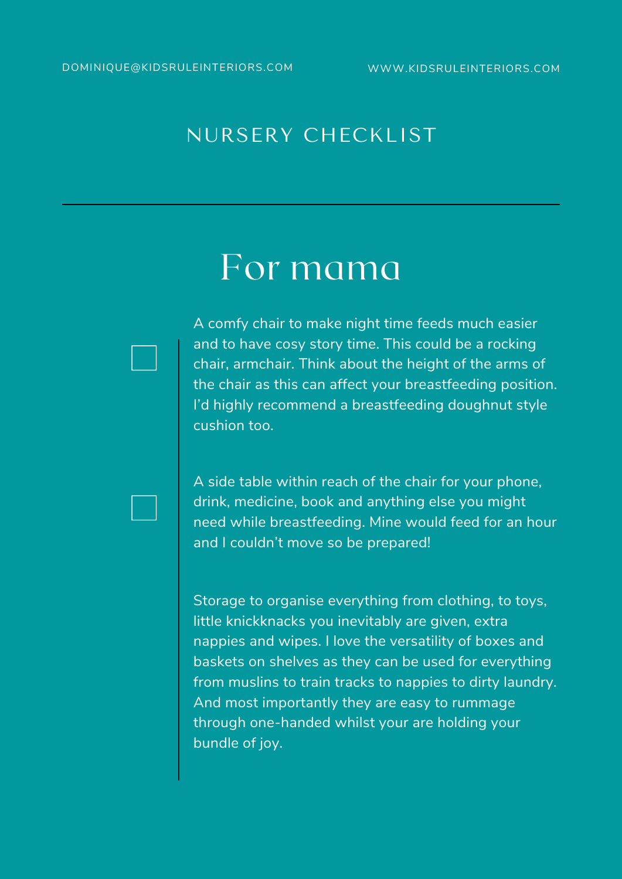# NURSERY CHECKLIST

## For mama

- [ ] A comfy chair to make night time feeds much easier and to have cosy story time. This could be a rocking chair, armchair. Think about the height of the arms of the chair as this can affect your breastfeeding position. I'd highly recommend a breastfeeding doughnut style cushion too.

- [ ] A side table within reach of the chair for your phone, drink, medicine, book and anything else you might need while breastfeeding. Mine would feed for an hour and I couldn't move so be prepared!

Storage to organise everything from clothing, to toys, little knickknacks you inevitably are given, extra nappies and wipes. I love the versatility of boxes and baskets on shelves as they can be used for everything from muslins to train tracks to nappies to dirty laundry. And most importantly they are easy to rummage through one-handed whilst your are holding your bundle of joy.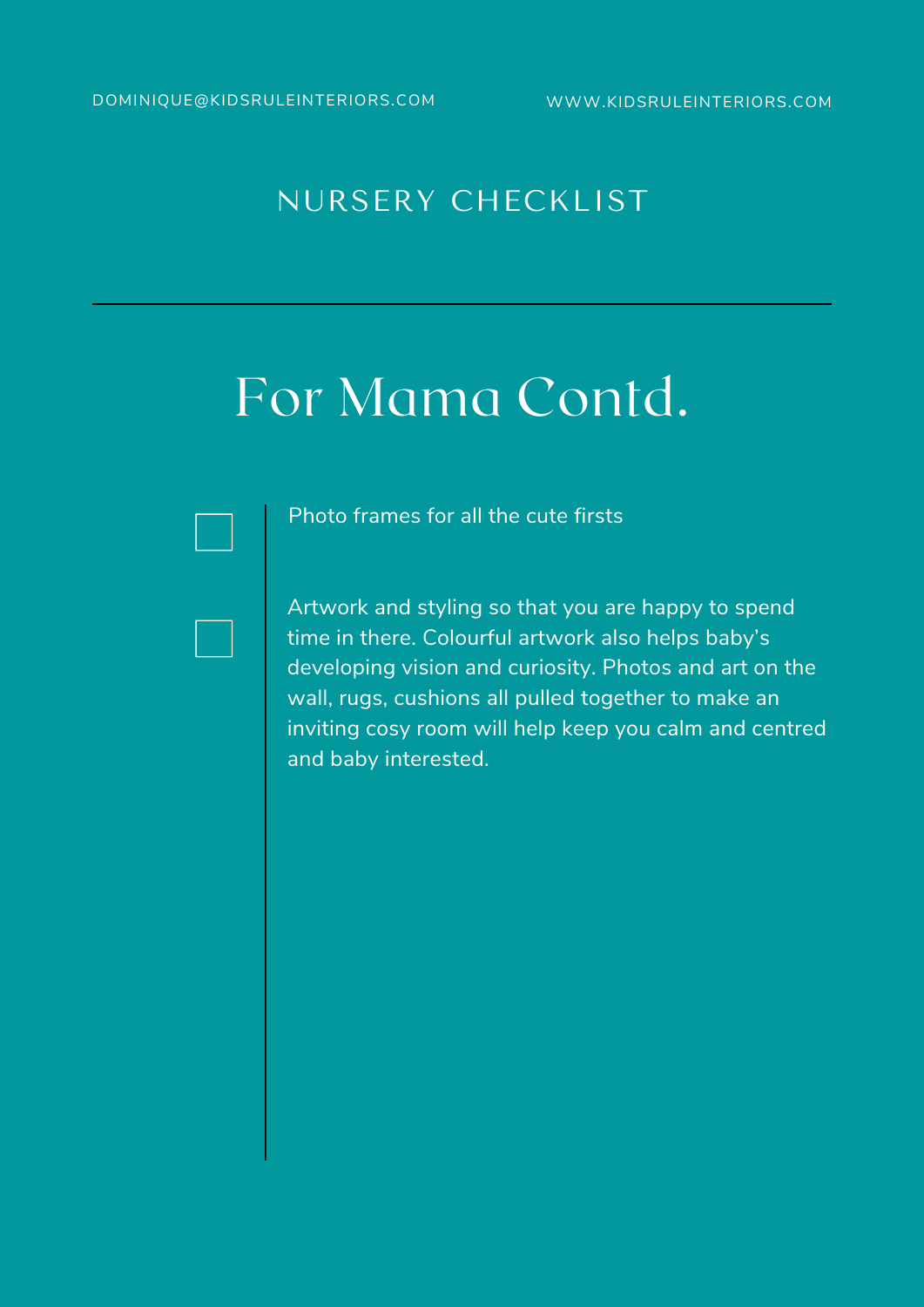# NURSERY CHECKLIST

## For Mama Contd.

- [ ] Photo frames for all the cute firsts
- [ ] Artwork and styling so that you are happy to spend time in there. Colourful artwork also helps baby's developing vision and curiosity. Photos and art on the wall, rugs, cushions all pulled together to make an inviting cosy room will help keep you calm and centred and baby interested.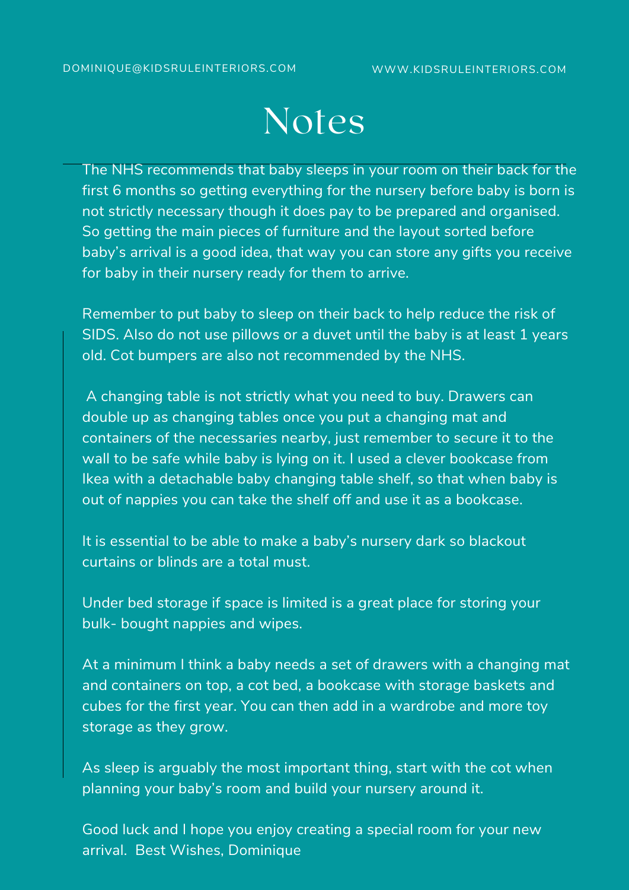DOMINIQUE@KIDSRULEINTERIORS.COM WWW.KIDSRULEINTERIORS.COM

# Notes

The NHS recommends that baby sleeps in your room on their back for the first 6 months so getting everything for the nursery before baby is born is not strictly necessary though it does pay to be prepared and organised. So getting the main pieces of furniture and the layout sorted before baby's arrival is a good idea, that way you can store any gifts you receive for baby in their nursery ready for them to arrive.

Remember to put baby to sleep on their back to help reduce the risk of SIDS. Also do not use pillows or a duvet until the baby is at least 1 years old. Cot bumpers are also not recommended by the NHS.

A changing table is not strictly what you need to buy. Drawers can double up as changing tables once you put a changing mat and containers of the necessaries nearby, just remember to secure it to the wall to be safe while baby is lying on it. I used a clever bookcase from Ikea with a detachable baby changing table shelf, so that when baby is out of nappies you can take the shelf off and use it as a bookcase.

It is essential to be able to make a baby's nursery dark so blackout curtains or blinds are a total must.

Under bed storage if space is limited is a great place for storing your bulk- bought nappies and wipes.

At a minimum I think a baby needs a set of drawers with a changing mat and containers on top, a cot bed, a bookcase with storage baskets and cubes for the first year. You can then add in a wardrobe and more toy storage as they grow.

As sleep is arguably the most important thing, start with the cot when planning your baby's room and build your nursery around it.

Good luck and I hope you enjoy creating a special room for your new arrival. Best Wishes, Dominique